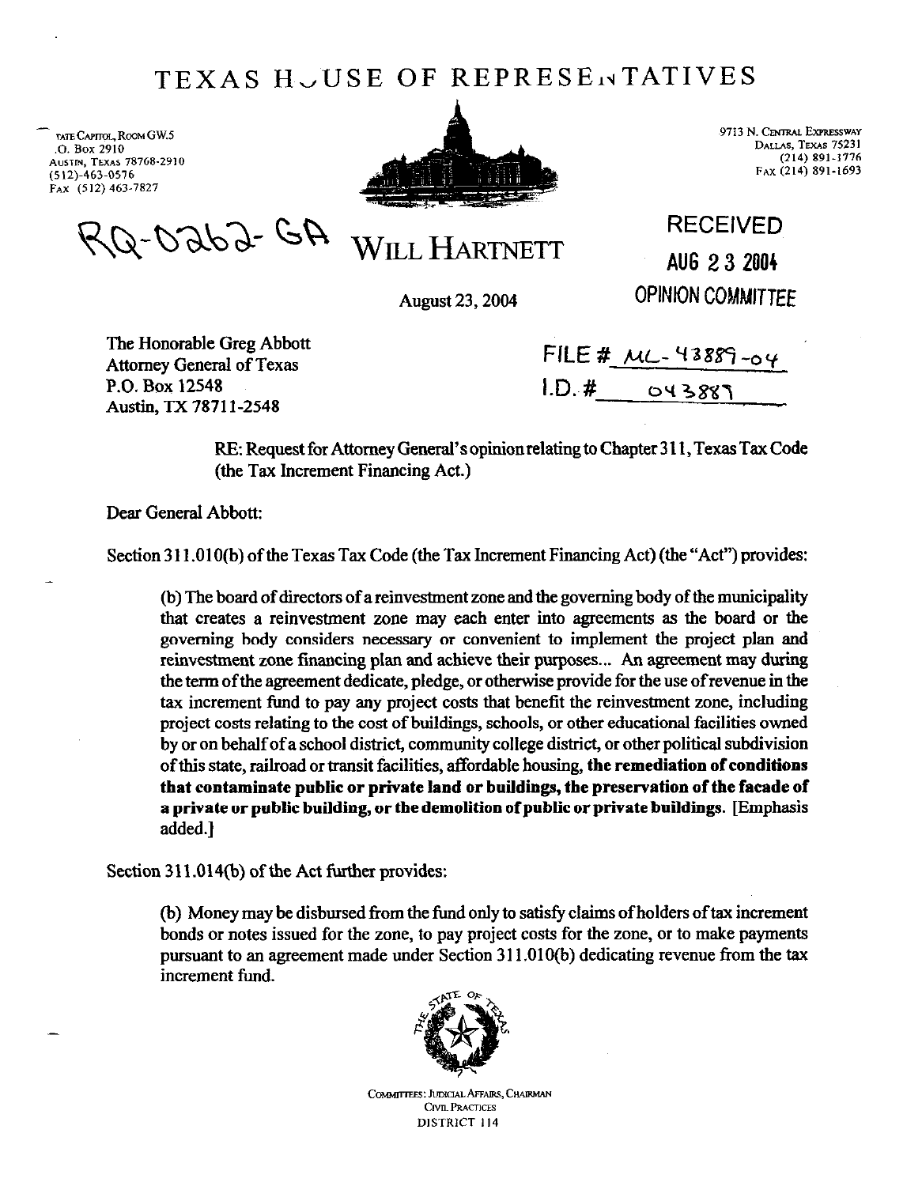# TEXAS HOUSE OF REPRESENTATIVES

STATE CAPITOL, ROOM GW.5
P.O. BOX 2910
AUSTIN, TEXAS 78768-2910
(512)-463-0576
FAX (512) 463-7827

9713 N. CENTRAL EXPRESSWAY
DALLAS, TEXAS 75231
(214) 891-1776
FAX (214) 891-1693

RQ-0262-GA

## WILL HARTNETT

RECEIVED
AUG 23 2004
OPINION COMMITTEE

August 23, 2004

FILE # ML-43889-04
I.D. # 043889

The Honorable Greg Abbott
Attorney General of Texas
P.O. Box 12548
Austin, TX 78711-2548

RE: Request for Attorney General's opinion relating to Chapter 311, Texas Tax Code (the Tax Increment Financing Act.)

Dear General Abbott:

Section 311.010(b) of the Texas Tax Code (the Tax Increment Financing Act) (the "Act") provides:

> (b) The board of directors of a reinvestment zone and the governing body of the municipality that creates a reinvestment zone may each enter into agreements as the board or the governing body considers necessary or convenient to implement the project plan and reinvestment zone financing plan and achieve their purposes... An agreement may during the term of the agreement dedicate, pledge, or otherwise provide for the use of revenue in the tax increment fund to pay any project costs that benefit the reinvestment zone, including project costs relating to the cost of buildings, schools, or other educational facilities owned by or on behalf of a school district, community college district, or other political subdivision of this state, railroad or transit facilities, affordable housing, **the remediation of conditions that contaminate public or private land or buildings, the preservation of the facade of a private or public building, or the demolition of public or private buildings**. [Emphasis added.]

Section 311.014(b) of the Act further provides:

> (b) Money may be disbursed from the fund only to satisfy claims of holders of tax increment bonds or notes issued for the zone, to pay project costs for the zone, or to make payments pursuant to an agreement made under Section 311.010(b) dedicating revenue from the tax increment fund.

COMMITTEES: JUDICIAL AFFAIRS, CHAIRMAN
CIVIL PRACTICES
DISTRICT 114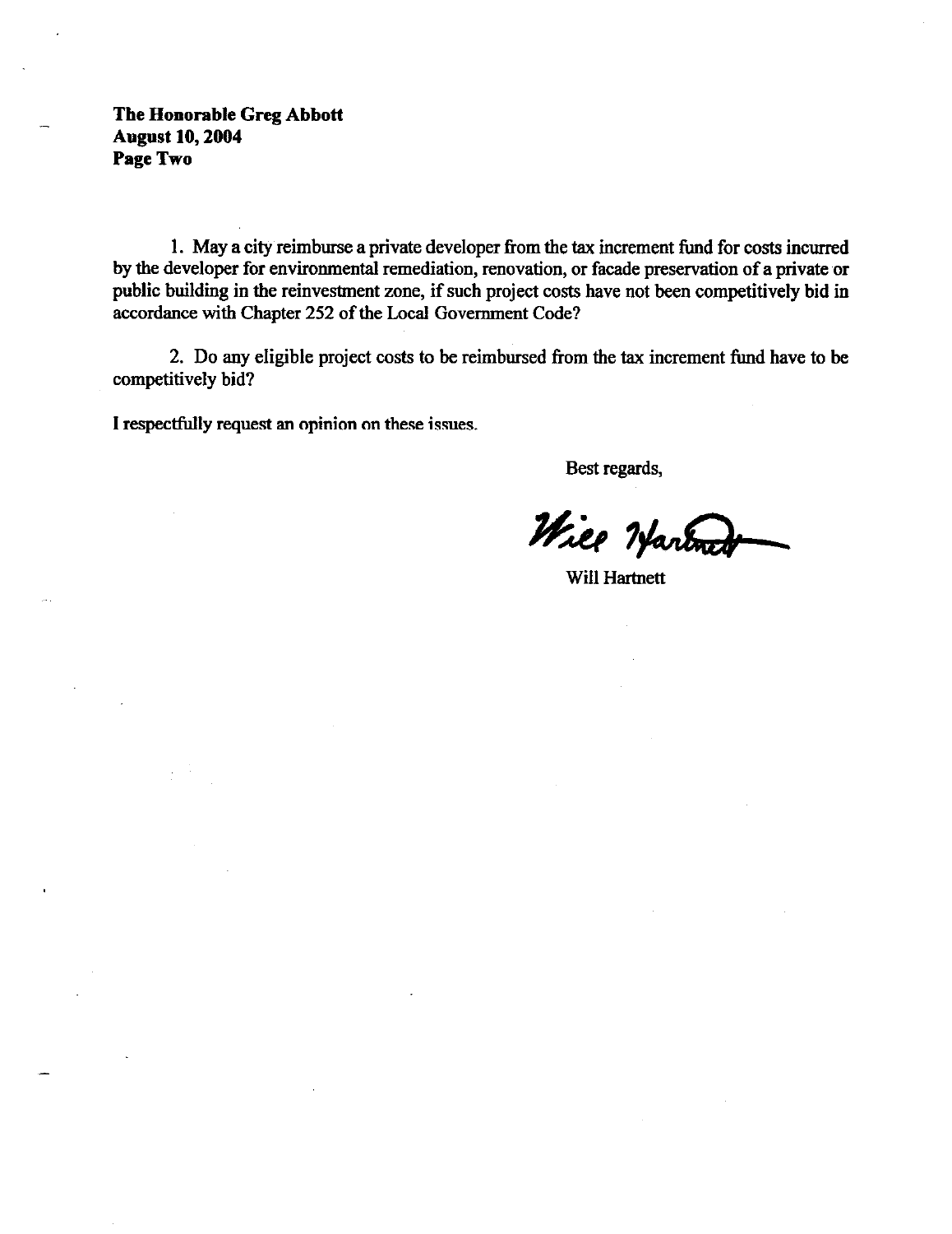The Honorable Greg Abbott
August 10, 2004
Page Two

1. May a city reimburse a private developer from the tax increment fund for costs incurred by the developer for environmental remediation, renovation, or facade preservation of a private or public building in the reinvestment zone, if such project costs have not been competitively bid in accordance with Chapter 252 of the Local Government Code?

2. Do any eligible project costs to be reimbursed from the tax increment fund have to be competitively bid?

I respectfully request an opinion on these issues.

Best regards,

Will Hartnett